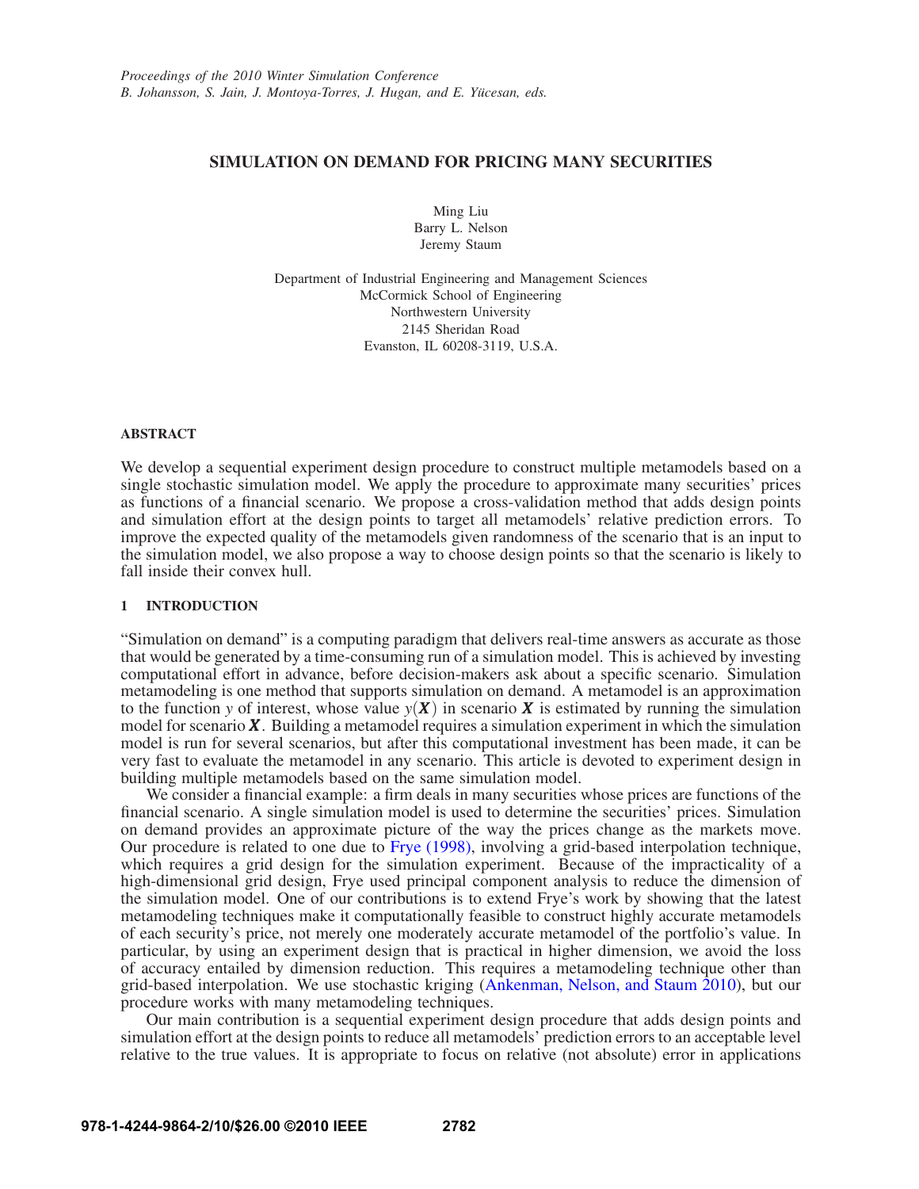*Proceedings of the 2010 Winter Simulation Conference*
*B. Johansson, S. Jain, J. Montoya-Torres, J. Hugan, and E. Yücesan, eds.*

# SIMULATION ON DEMAND FOR PRICING MANY SECURITIES

Ming Liu
Barry L. Nelson
Jeremy Staum

Department of Industrial Engineering and Management Sciences
McCormick School of Engineering
Northwestern University
2145 Sheridan Road
Evanston, IL 60208-3119, U.S.A.

## ABSTRACT

We develop a sequential experiment design procedure to construct multiple metamodels based on a single stochastic simulation model. We apply the procedure to approximate many securities' prices as functions of a financial scenario. We propose a cross-validation method that adds design points and simulation effort at the design points to target all metamodels' relative prediction errors. To improve the expected quality of the metamodels given randomness of the scenario that is an input to the simulation model, we also propose a way to choose design points so that the scenario is likely to fall inside their convex hull.

## 1 INTRODUCTION

"Simulation on demand" is a computing paradigm that delivers real-time answers as accurate as those that would be generated by a time-consuming run of a simulation model. This is achieved by investing computational effort in advance, before decision-makers ask about a specific scenario. Simulation metamodeling is one method that supports simulation on demand. A metamodel is an approximation to the function $y$ of interest, whose value $y(\boldsymbol{X})$ in scenario $\boldsymbol{X}$ is estimated by running the simulation model for scenario $\boldsymbol{X}$. Building a metamodel requires a simulation experiment in which the simulation model is run for several scenarios, but after this computational investment has been made, it can be very fast to evaluate the metamodel in any scenario. This article is devoted to experiment design in building multiple metamodels based on the same simulation model.

We consider a financial example: a firm deals in many securities whose prices are functions of the financial scenario. A single simulation model is used to determine the securities' prices. Simulation on demand provides an approximate picture of the way the prices change as the markets move. Our procedure is related to one due to Frye (1998), involving a grid-based interpolation technique, which requires a grid design for the simulation experiment. Because of the impracticality of a high-dimensional grid design, Frye used principal component analysis to reduce the dimension of the simulation model. One of our contributions is to extend Frye's work by showing that the latest metamodeling techniques make it computationally feasible to construct highly accurate metamodels of each security's price, not merely one moderately accurate metamodel of the portfolio's value. In particular, by using an experiment design that is practical in higher dimension, we avoid the loss of accuracy entailed by dimension reduction. This requires a metamodeling technique other than grid-based interpolation. We use stochastic kriging (Ankenman, Nelson, and Staum 2010), but our procedure works with many metamodeling techniques.

Our main contribution is a sequential experiment design procedure that adds design points and simulation effort at the design points to reduce all metamodels' prediction errors to an acceptable level relative to the true values. It is appropriate to focus on relative (not absolute) error in applications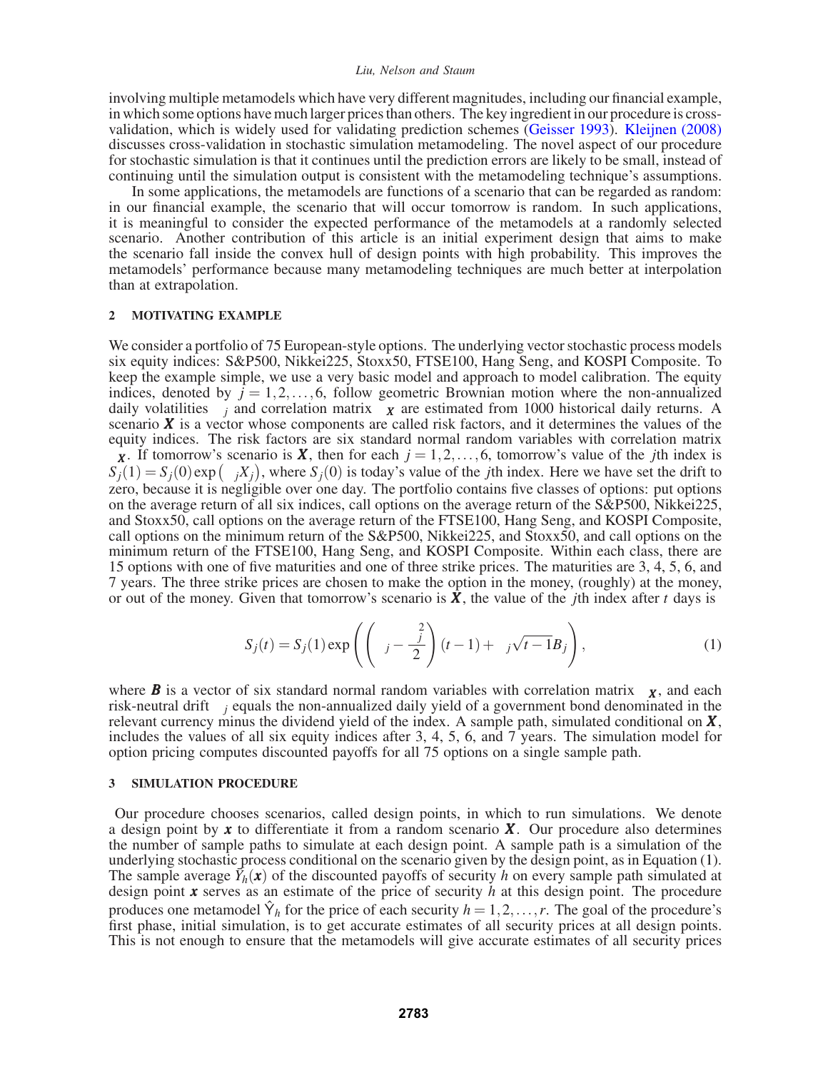involving multiple metamodels which have very different magnitudes, including our financial example, in which some options have much larger prices than others. The key ingredient in our procedure is cross-validation, which is widely used for validating prediction schemes (Geisser 1993). Kleijnen (2008) discusses cross-validation in stochastic simulation metamodeling. The novel aspect of our procedure for stochastic simulation is that it continues until the prediction errors are likely to be small, instead of continuing until the simulation output is consistent with the metamodeling technique's assumptions.

In some applications, the metamodels are functions of a scenario that can be regarded as random: in our financial example, the scenario that will occur tomorrow is random. In such applications, it is meaningful to consider the expected performance of the metamodels at a randomly selected scenario. Another contribution of this article is an initial experiment design that aims to make the scenario fall inside the convex hull of design points with high probability. This improves the metamodels' performance because many metamodeling techniques are much better at interpolation than at extrapolation.

## 2 MOTIVATING EXAMPLE

We consider a portfolio of 75 European-style options. The underlying vector stochastic process models six equity indices: S&P500, Nikkei225, Stoxx50, FTSE100, Hang Seng, and KOSPI Composite. To keep the example simple, we use a very basic model and approach to model calibration. The equity indices, denoted by $j = 1,2,\ldots,6$, follow geometric Brownian motion where the non-annualized daily volatilities $\sigma_j$ and correlation matrix $\Sigma_{\boldsymbol{X}}$ are estimated from 1000 historical daily returns. A scenario $\boldsymbol{X}$ is a vector whose components are called risk factors, and it determines the values of the equity indices. The risk factors are six standard normal random variables with correlation matrix $\Sigma_{\boldsymbol{X}}$. If tomorrow's scenario is $\boldsymbol{X}$, then for each $j = 1,2,\ldots,6$, tomorrow's value of the $j$th index is $S_j(1) = S_j(0)\exp\left(\sigma_j X_j\right)$, where $S_j(0)$ is today's value of the $j$th index. Here we have set the drift to zero, because it is negligible over one day. The portfolio contains five classes of options: put options on the average return of all six indices, call options on the average return of the S&P500, Nikkei225, and Stoxx50, call options on the average return of the FTSE100, Hang Seng, and KOSPI Composite, call options on the minimum return of the S&P500, Nikkei225, and Stoxx50, and call options on the minimum return of the FTSE100, Hang Seng, and KOSPI Composite. Within each class, there are 15 options with one of five maturities and one of three strike prices. The maturities are 3, 4, 5, 6, and 7 years. The three strike prices are chosen to make the option in the money, (roughly) at the money, or out of the money. Given that tomorrow's scenario is $\boldsymbol{X}$, the value of the $j$th index after $t$ days is

$$S_j(t) = S_j(1)\exp\left(\left(\mu_j - \frac{\sigma_j^2}{2}\right)(t-1) + \sigma_j\sqrt{t-1}B_j\right), \tag{1}$$

where $\boldsymbol{B}$ is a vector of six standard normal random variables with correlation matrix $\Sigma_{\boldsymbol{X}}$, and each risk-neutral drift $\mu_j$ equals the non-annualized daily yield of a government bond denominated in the relevant currency minus the dividend yield of the index. A sample path, simulated conditional on $\boldsymbol{X}$, includes the values of all six equity indices after 3, 4, 5, 6, and 7 years. The simulation model for option pricing computes discounted payoffs for all 75 options on a single sample path.

## 3 SIMULATION PROCEDURE

Our procedure chooses scenarios, called design points, in which to run simulations. We denote a design point by $\boldsymbol{x}$ to differentiate it from a random scenario $\boldsymbol{X}$. Our procedure also determines the number of sample paths to simulate at each design point. A sample path is a simulation of the underlying stochastic process conditional on the scenario given by the design point, as in Equation (1). The sample average $\bar{Y}_h(\boldsymbol{x})$ of the discounted payoffs of security $h$ on every sample path simulated at design point $\boldsymbol{x}$ serves as an estimate of the price of security $h$ at this design point. The procedure produces one metamodel $\hat{Y}_h$ for the price of each security $h = 1,2,\ldots,r$. The goal of the procedure's first phase, initial simulation, is to get accurate estimates of all security prices at all design points. This is not enough to ensure that the metamodels will give accurate estimates of all security prices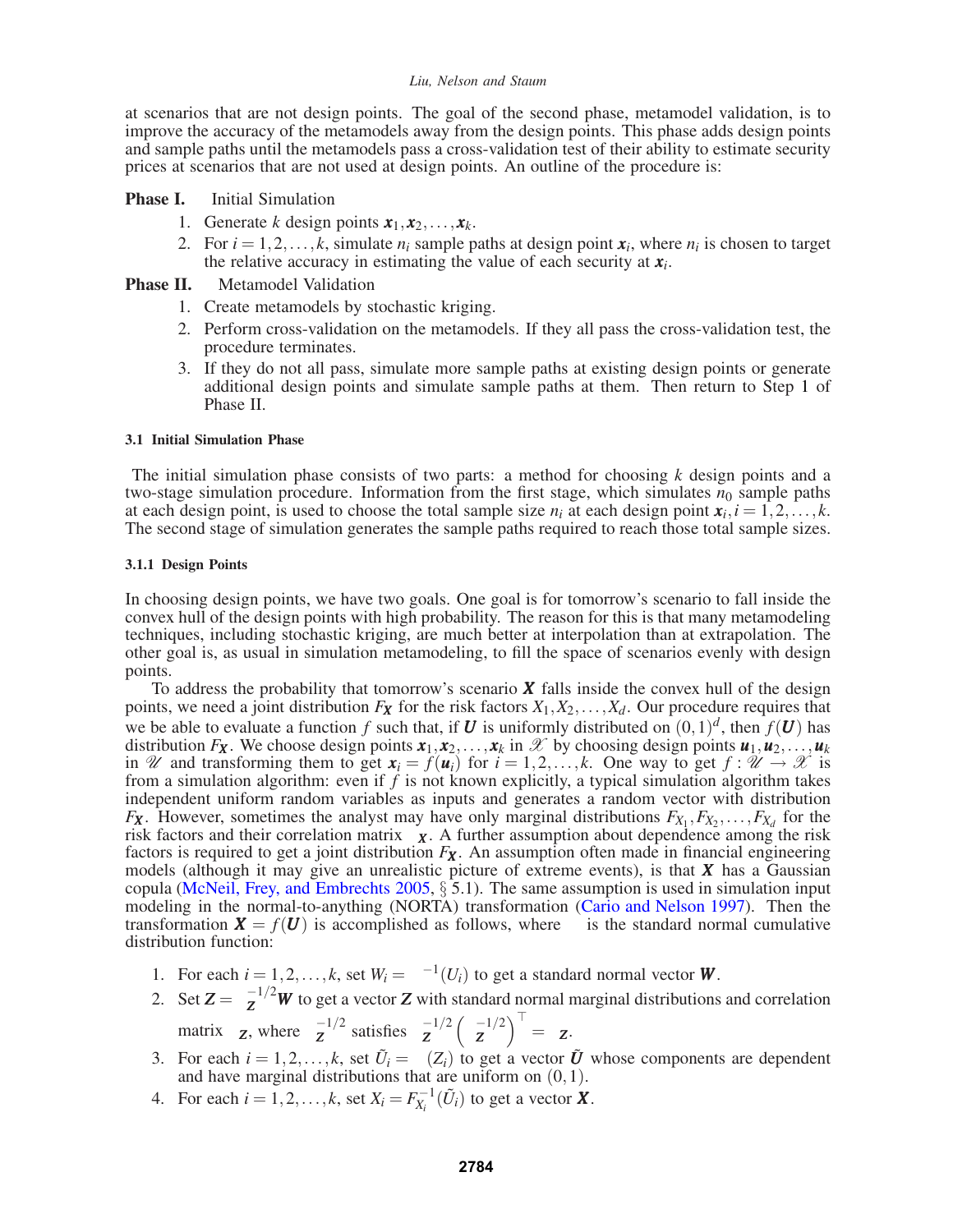at scenarios that are not design points. The goal of the second phase, metamodel validation, is to improve the accuracy of the metamodels away from the design points. This phase adds design points and sample paths until the metamodels pass a cross-validation test of their ability to estimate security prices at scenarios that are not used at design points. An outline of the procedure is:

**Phase I.** Initial Simulation

1. Generate $k$ design points $\boldsymbol{x}_1, \boldsymbol{x}_2, \ldots, \boldsymbol{x}_k$.
2. For $i = 1, 2, \ldots, k$, simulate $n_i$ sample paths at design point $\boldsymbol{x}_i$, where $n_i$ is chosen to target the relative accuracy in estimating the value of each security at $\boldsymbol{x}_i$.

**Phase II.** Metamodel Validation

1. Create metamodels by stochastic kriging.
2. Perform cross-validation on the metamodels. If they all pass the cross-validation test, the procedure terminates.
3. If they do not all pass, simulate more sample paths at existing design points or generate additional design points and simulate sample paths at them. Then return to Step 1 of Phase II.

#### 3.1 Initial Simulation Phase

The initial simulation phase consists of two parts: a method for choosing $k$ design points and a two-stage simulation procedure. Information from the first stage, which simulates $n_0$ sample paths at each design point, is used to choose the total sample size $n_i$ at each design point $\boldsymbol{x}_i, i = 1, 2, \ldots, k$. The second stage of simulation generates the sample paths required to reach those total sample sizes.

##### 3.1.1 Design Points

In choosing design points, we have two goals. One goal is for tomorrow's scenario to fall inside the convex hull of the design points with high probability. The reason for this is that many metamodeling techniques, including stochastic kriging, are much better at interpolation than at extrapolation. The other goal is, as usual in simulation metamodeling, to fill the space of scenarios evenly with design points.

To address the probability that tomorrow's scenario $\boldsymbol{X}$ falls inside the convex hull of the design points, we need a joint distribution $F_{\boldsymbol{X}}$ for the risk factors $X_1, X_2, \ldots, X_d$. Our procedure requires that we be able to evaluate a function $f$ such that, if $\boldsymbol{U}$ is uniformly distributed on $(0,1)^d$, then $f(\boldsymbol{U})$ has distribution $F_{\boldsymbol{X}}$. We choose design points $\boldsymbol{x}_1, \boldsymbol{x}_2, \ldots, \boldsymbol{x}_k$ in $\mathscr{X}$ by choosing design points $\boldsymbol{u}_1, \boldsymbol{u}_2, \ldots, \boldsymbol{u}_k$ in $\mathscr{U}$ and transforming them to get $\boldsymbol{x}_i = f(\boldsymbol{u}_i)$ for $i = 1, 2, \ldots, k$. One way to get $f : \mathscr{U} \to \mathscr{X}$ is from a simulation algorithm: even if $f$ is not known explicitly, a typical simulation algorithm takes independent uniform random variables as inputs and generates a random vector with distribution $F_{\boldsymbol{X}}$. However, sometimes the analyst may have only marginal distributions $F_{X_1}, F_{X_2}, \ldots, F_{X_d}$ for the risk factors and their correlation matrix $\Sigma_{\boldsymbol{X}}$. A further assumption about dependence among the risk factors is required to get a joint distribution $F_{\boldsymbol{X}}$. An assumption often made in financial engineering models (although it may give an unrealistic picture of extreme events), is that $\boldsymbol{X}$ has a Gaussian copula (McNeil, Frey, and Embrechts 2005, § 5.1). The same assumption is used in simulation input modeling in the normal-to-anything (NORTA) transformation (Cario and Nelson 1997). Then the transformation $\boldsymbol{X} = f(\boldsymbol{U})$ is accomplished as follows, where $\Phi$ is the standard normal cumulative distribution function:

1. For each $i = 1, 2, \ldots, k$, set $W_i = \Phi^{-1}(U_i)$ to get a standard normal vector $\boldsymbol{W}$.
2. Set $\boldsymbol{Z} = \Sigma_{\boldsymbol{Z}}^{-1/2}\boldsymbol{W}$ to get a vector $\boldsymbol{Z}$ with standard normal marginal distributions and correlation matrix $\Sigma_{\boldsymbol{Z}}$, where $\Sigma_{\boldsymbol{Z}}^{-1/2}$ satisfies $\Sigma_{\boldsymbol{Z}}^{-1/2}\left(\Sigma_{\boldsymbol{Z}}^{-1/2}\right)^{\top} = \Sigma_{\boldsymbol{Z}}$.
3. For each $i = 1, 2, \ldots, k$, set $\tilde{U}_i = \Phi(Z_i)$ to get a vector $\tilde{\boldsymbol{U}}$ whose components are dependent and have marginal distributions that are uniform on $(0,1)$.
4. For each $i = 1, 2, \ldots, k$, set $X_i = F_{X_i}^{-1}(\tilde{U}_i)$ to get a vector $\boldsymbol{X}$.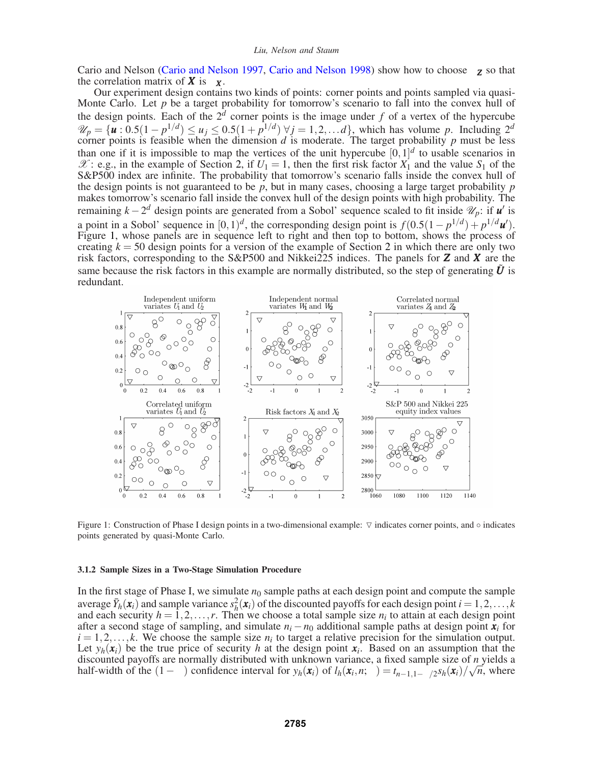Cario and Nelson (Cario and Nelson 1997, Cario and Nelson 1998) show how to choose $\Sigma_Z$ so that the correlation matrix of $\boldsymbol{X}$ is $\Sigma_X$.

Our experiment design contains two kinds of points: corner points and points sampled via quasi-Monte Carlo. Let $p$ be a target probability for tomorrow's scenario to fall into the convex hull of the design points. Each of the $2^d$ corner points is the image under $f$ of a vertex of the hypercube $\mathscr{U}_p = \{\boldsymbol{u} : 0.5(1-p^{1/d}) \leq u_j \leq 0.5(1+p^{1/d})\ \forall j = 1,2,\ldots d\}$, which has volume $p$. Including $2^d$ corner points is feasible when the dimension $d$ is moderate. The target probability $p$ must be less than one if it is impossible to map the vertices of the unit hypercube $[0,1]^d$ to usable scenarios in $\mathscr{X}$: e.g., in the example of Section 2, if $U_1 = 1$, then the first risk factor $X_1$ and the value $S_1$ of the S&P500 index are infinite. The probability that tomorrow's scenario falls inside the convex hull of the design points is not guaranteed to be $p$, but in many cases, choosing a large target probability $p$ makes tomorrow's scenario fall inside the convex hull of the design points with high probability. The remaining $k - 2^d$ design points are generated from a Sobol' sequence scaled to fit inside $\mathscr{U}_p$: if $\boldsymbol{u}'$ is a point in a Sobol' sequence in $[0,1)^d$, the corresponding design point is $f(0.5(1-p^{1/d}) + p^{1/d}\boldsymbol{u}')$. Figure 1, whose panels are in sequence left to right and then top to bottom, shows the process of creating $k = 50$ design points for a version of the example of Section 2 in which there are only two risk factors, corresponding to the S&P500 and Nikkei225 indices. The panels for $\boldsymbol{Z}$ and $\boldsymbol{X}$ are the same because the risk factors in this example are normally distributed, so the step of generating $\tilde{\boldsymbol{U}}$ is redundant.

Figure 1: Construction of Phase I design points in a two-dimensional example: $\triangledown$ indicates corner points, and $\circ$ indicates points generated by quasi-Monte Carlo.

#### 3.1.2 Sample Sizes in a Two-Stage Simulation Procedure

In the first stage of Phase I, we simulate $n_0$ sample paths at each design point and compute the sample average $\bar{Y}_h(\boldsymbol{x}_i)$ and sample variance $s_h^2(\boldsymbol{x}_i)$ of the discounted payoffs for each design point $i = 1,2,\ldots,k$ and each security $h = 1,2,\ldots,r$. Then we choose a total sample size $n_i$ to attain at each design point after a second stage of sampling, and simulate $n_i - n_0$ additional sample paths at design point $\boldsymbol{x}_i$ for $i = 1,2,\ldots,k$. We choose the sample size $n_i$ to target a relative precision for the simulation output. Let $y_h(\boldsymbol{x}_i)$ be the true price of security $h$ at the design point $\boldsymbol{x}_i$. Based on an assumption that the discounted payoffs are normally distributed with unknown variance, a fixed sample size of $n$ yields a half-width of the $(1-\alpha)$ confidence interval for $y_h(\boldsymbol{x}_i)$ of $l_h(\boldsymbol{x}_i, n; \alpha) = t_{n-1,1-\alpha/2}s_h(\boldsymbol{x}_i)/\sqrt{n}$, where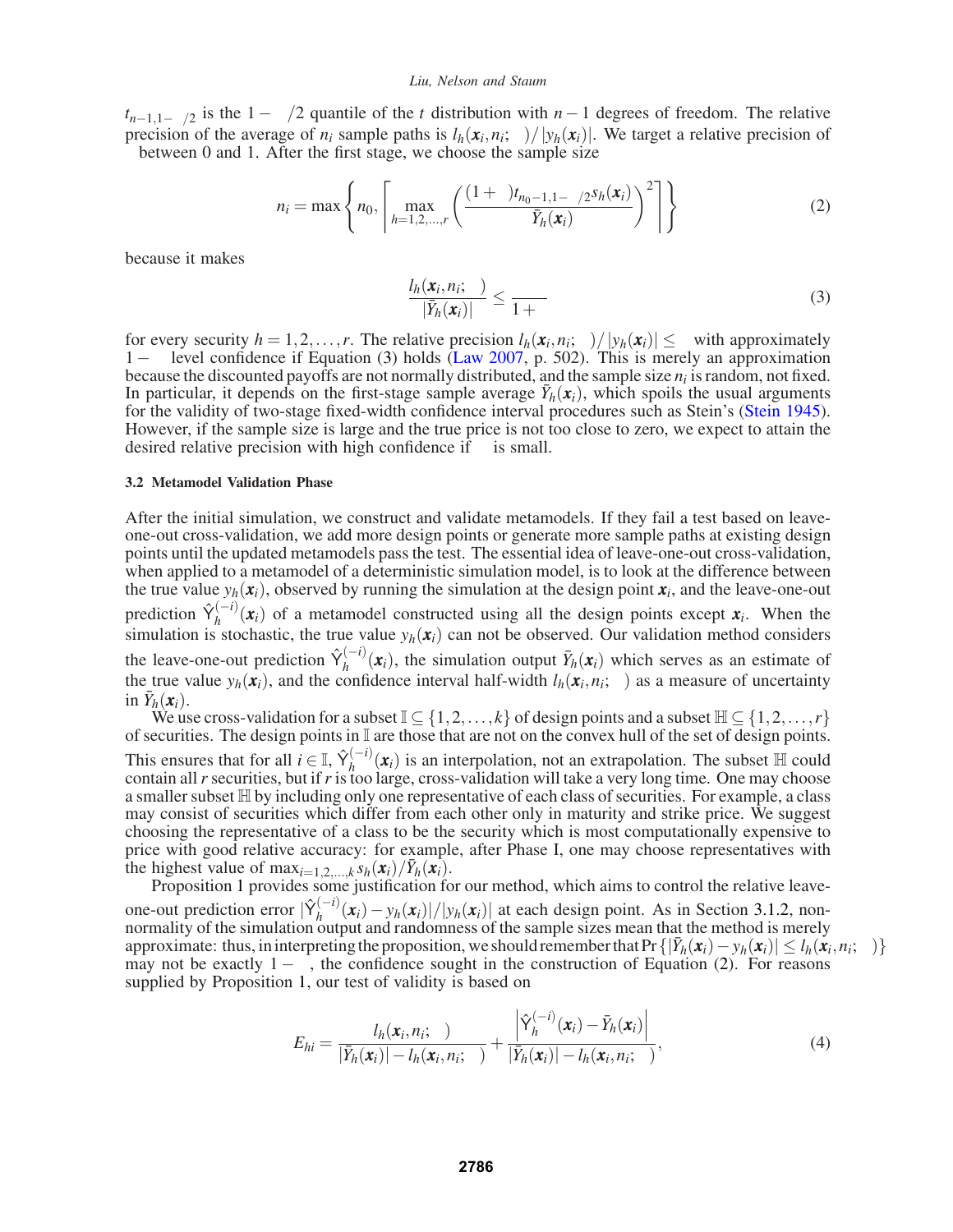$t_{n-1,1-\alpha/2}$ is the $1-\alpha/2$ quantile of the $t$ distribution with $n-1$ degrees of freedom. The relative precision of the average of $n_i$ sample paths is $l_h(\boldsymbol{x}_i, n_i; \alpha)/|y_h(\boldsymbol{x}_i)|$. We target a relative precision of $\gamma$ between 0 and 1. After the first stage, we choose the sample size

$$n_i = \max\left\{ n_0, \left\lceil \max_{h=1,2,\ldots,r} \left( \frac{(1+\gamma)t_{n_0-1,1-\alpha/2}s_h(\boldsymbol{x}_i)}{\gamma \bar{Y}_h(\boldsymbol{x}_i)} \right)^2 \right\rceil \right\} \tag{2}$$

because it makes

$$\frac{l_h(\boldsymbol{x}_i, n_i; \alpha)}{|\bar{Y}_h(\boldsymbol{x}_i)|} \leq \frac{\gamma}{1+\gamma} \tag{3}$$

for every security $h = 1,2,\ldots,r$. The relative precision $l_h(\boldsymbol{x}_i, n_i; \alpha)/|y_h(\boldsymbol{x}_i)| \leq \gamma$ with approximately $1-\alpha$ level confidence if Equation (3) holds (Law 2007, p. 502). This is merely an approximation because the discounted payoffs are not normally distributed, and the sample size $n_i$ is random, not fixed. In particular, it depends on the first-stage sample average $\bar{Y}_h(\boldsymbol{x}_i)$, which spoils the usual arguments for the validity of two-stage fixed-width confidence interval procedures such as Stein's (Stein 1945). However, if the sample size is large and the true price is not too close to zero, we expect to attain the desired relative precision with high confidence if $\alpha$ is small.

#### 3.2 Metamodel Validation Phase

After the initial simulation, we construct and validate metamodels. If they fail a test based on leave-one-out cross-validation, we add more design points or generate more sample paths at existing design points until the updated metamodels pass the test. The essential idea of leave-one-out cross-validation, when applied to a metamodel of a deterministic simulation model, is to look at the difference between the true value $y_h(\boldsymbol{x}_i)$, observed by running the simulation at the design point $\boldsymbol{x}_i$, and the leave-one-out prediction $\hat{\mathrm{Y}}_h^{(-i)}(\boldsymbol{x}_i)$ of a metamodel constructed using all the design points except $\boldsymbol{x}_i$. When the simulation is stochastic, the true value $y_h(\boldsymbol{x}_i)$ can not be observed. Our validation method considers the leave-one-out prediction $\hat{\mathrm{Y}}_h^{(-i)}(\boldsymbol{x}_i)$, the simulation output $\bar{Y}_h(\boldsymbol{x}_i)$ which serves as an estimate of the true value $y_h(\boldsymbol{x}_i)$, and the confidence interval half-width $l_h(\boldsymbol{x}_i, n_i; \alpha)$ as a measure of uncertainty in $\bar{Y}_h(\boldsymbol{x}_i)$.

We use cross-validation for a subset $\mathbb{I} \subseteq \{1,2,\ldots,k\}$ of design points and a subset $\mathbb{H} \subseteq \{1,2,\ldots,r\}$ of securities. The design points in $\mathbb{I}$ are those that are not on the convex hull of the set of design points. This ensures that for all $i \in \mathbb{I}$, $\hat{\mathrm{Y}}_h^{(-i)}(\boldsymbol{x}_i)$ is an interpolation, not an extrapolation. The subset $\mathbb{H}$ could contain all $r$ securities, but if $r$ is too large, cross-validation will take a very long time. One may choose a smaller subset $\mathbb{H}$ by including only one representative of each class of securities. For example, a class may consist of securities which differ from each other only in maturity and strike price. We suggest choosing the representative of a class to be the security which is most computationally expensive to price with good relative accuracy: for example, after Phase I, one may choose representatives with the highest value of $\max_{i=1,2,\ldots,k} s_h(\boldsymbol{x}_i)/\bar{Y}_h(\boldsymbol{x}_i)$.

Proposition 1 provides some justification for our method, which aims to control the relative leave-one-out prediction error $|\hat{\mathrm{Y}}_h^{(-i)}(\boldsymbol{x}_i) - y_h(\boldsymbol{x}_i)|/|y_h(\boldsymbol{x}_i)|$ at each design point. As in Section 3.1.2, non-normality of the simulation output and randomness of the sample sizes mean that the method is merely approximate: thus, in interpreting the proposition, we should remember that $\Pr\{|\bar{Y}_h(\boldsymbol{x}_i) - y_h(\boldsymbol{x}_i)| \leq l_h(\boldsymbol{x}_i, n_i; \alpha)\}$ may not be exactly $1-\alpha$, the confidence sought in the construction of Equation (2). For reasons supplied by Proposition 1, our test of validity is based on

$$E_{hi} = \frac{l_h(\boldsymbol{x}_i, n_i; \alpha)}{|\bar{Y}_h(\boldsymbol{x}_i)| - l_h(\boldsymbol{x}_i, n_i; \alpha)} + \frac{\left|\hat{\mathrm{Y}}_h^{(-i)}(\boldsymbol{x}_i) - \bar{Y}_h(\boldsymbol{x}_i)\right|}{|\bar{Y}_h(\boldsymbol{x}_i)| - l_h(\boldsymbol{x}_i, n_i; \alpha)}, \tag{4}$$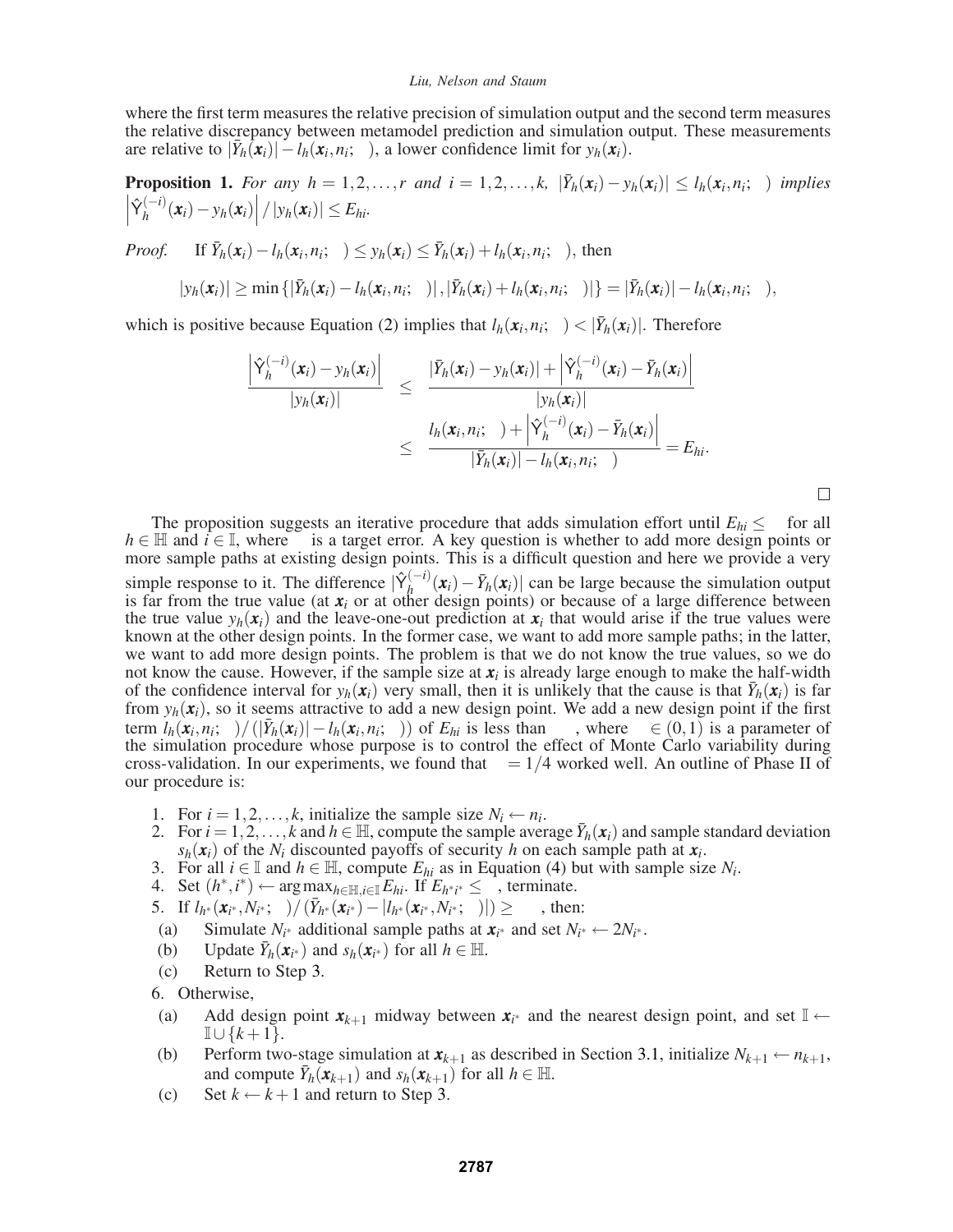where the first term measures the relative precision of simulation output and the second term measures the relative discrepancy between metamodel prediction and simulation output. These measurements are relative to $|\bar{Y}_h(\boldsymbol{x}_i)| - l_h(\boldsymbol{x}_i, n_i;\ )$, a lower confidence limit for $y_h(\boldsymbol{x}_i)$.

**Proposition 1.** *For any $h = 1, 2, \ldots, r$ and $i = 1, 2, \ldots, k$, $|\bar{Y}_h(\boldsymbol{x}_i) - y_h(\boldsymbol{x}_i)| \leq l_h(\boldsymbol{x}_i, n_i;\ )$ implies $\left|\hat{\mathrm{Y}}_h^{(-i)}(\boldsymbol{x}_i) - y_h(\boldsymbol{x}_i)\right| / |y_h(\boldsymbol{x}_i)| \leq E_{hi}$.*

*Proof.* If $\bar{Y}_h(\boldsymbol{x}_i) - l_h(\boldsymbol{x}_i, n_i;\ ) \leq y_h(\boldsymbol{x}_i) \leq \bar{Y}_h(\boldsymbol{x}_i) + l_h(\boldsymbol{x}_i, n_i;\ )$, then

$$|y_h(\boldsymbol{x}_i)| \geq \min\{|\bar{Y}_h(\boldsymbol{x}_i) - l_h(\boldsymbol{x}_i, n_i;\ )|, |\bar{Y}_h(\boldsymbol{x}_i) + l_h(\boldsymbol{x}_i, n_i;\ )|\} = |\bar{Y}_h(\boldsymbol{x}_i)| - l_h(\boldsymbol{x}_i, n_i;\ ),$$

which is positive because Equation (2) implies that $l_h(\boldsymbol{x}_i, n_i;\ ) < |\bar{Y}_h(\boldsymbol{x}_i)|$. Therefore

$$\begin{aligned}
\frac{\left|\hat{\mathrm{Y}}_h^{(-i)}(\boldsymbol{x}_i) - y_h(\boldsymbol{x}_i)\right|}{|y_h(\boldsymbol{x}_i)|} &\leq \frac{|\bar{Y}_h(\boldsymbol{x}_i) - y_h(\boldsymbol{x}_i)| + \left|\hat{\mathrm{Y}}_h^{(-i)}(\boldsymbol{x}_i) - \bar{Y}_h(\boldsymbol{x}_i)\right|}{|y_h(\boldsymbol{x}_i)|} \\
&\leq \frac{l_h(\boldsymbol{x}_i, n_i;\ ) + \left|\hat{\mathrm{Y}}_h^{(-i)}(\boldsymbol{x}_i) - \bar{Y}_h(\boldsymbol{x}_i)\right|}{|\bar{Y}_h(\boldsymbol{x}_i)| - l_h(\boldsymbol{x}_i, n_i;\ )} = E_{hi}.
\end{aligned}$$

□

The proposition suggests an iterative procedure that adds simulation effort until $E_{hi} \leq\ $ for all $h \in \mathbb{H}$ and $i \in \mathbb{I}$, where is a target error. A key question is whether to add more design points or more sample paths at existing design points. This is a difficult question and here we provide a very simple response to it. The difference $|\hat{\mathrm{Y}}_h^{(-i)}(\boldsymbol{x}_i) - \bar{Y}_h(\boldsymbol{x}_i)|$ can be large because the simulation output is far from the true value (at $\boldsymbol{x}_i$ or at other design points) or because of a large difference between the true value $y_h(\boldsymbol{x}_i)$ and the leave-one-out prediction at $\boldsymbol{x}_i$ that would arise if the true values were known at the other design points. In the former case, we want to add more sample paths; in the latter, we want to add more design points. The problem is that we do not know the true values, so we do not know the cause. However, if the sample size at $\boldsymbol{x}_i$ is already large enough to make the half-width of the confidence interval for $y_h(\boldsymbol{x}_i)$ very small, then it is unlikely that the cause is that $\bar{Y}_h(\boldsymbol{x}_i)$ is far from $y_h(\boldsymbol{x}_i)$, so it seems attractive to add a new design point. We add a new design point if the first term $l_h(\boldsymbol{x}_i, n_i;\ )/(|\bar{Y}_h(\boldsymbol{x}_i)| - l_h(\boldsymbol{x}_i, n_i;\ ))$ of $E_{hi}$ is less than , where $\ \in (0,1)$ is a parameter of the simulation procedure whose purpose is to control the effect of Monte Carlo variability during cross-validation. In our experiments, we found that $\ = 1/4$ worked well. An outline of Phase II of our procedure is:

1. For $i = 1, 2, \ldots, k$, initialize the sample size $N_i \leftarrow n_i$.
2. For $i = 1, 2, \ldots, k$ and $h \in \mathbb{H}$, compute the sample average $\bar{Y}_h(\boldsymbol{x}_i)$ and sample standard deviation $s_h(\boldsymbol{x}_i)$ of the $N_i$ discounted payoffs of security $h$ on each sample path at $\boldsymbol{x}_i$.
3. For all $i \in \mathbb{I}$ and $h \in \mathbb{H}$, compute $E_{hi}$ as in Equation (4) but with sample size $N_i$.
4. Set $(h^*, i^*) \leftarrow \arg\max_{h \in \mathbb{H}, i \in \mathbb{I}} E_{hi}$. If $E_{h^* i^*} \leq\ $, terminate.
5. If $l_{h^*}(\boldsymbol{x}_{i^*}, N_{i^*};\ )/(\bar{Y}_{h^*}(\boldsymbol{x}_{i^*}) - |l_{h^*}(\boldsymbol{x}_{i^*}, N_{i^*};\ )|) \geq\ $, then:
   (a) Simulate $N_{i^*}$ additional sample paths at $\boldsymbol{x}_{i^*}$ and set $N_{i^*} \leftarrow 2N_{i^*}$.
   (b) Update $\bar{Y}_h(\boldsymbol{x}_{i^*})$ and $s_h(\boldsymbol{x}_{i^*})$ for all $h \in \mathbb{H}$.
   (c) Return to Step 3.
6. Otherwise,
   (a) Add design point $\boldsymbol{x}_{k+1}$ midway between $\boldsymbol{x}_{i^*}$ and the nearest design point, and set $\mathbb{I} \leftarrow \mathbb{I} \cup \{k+1\}$.
   (b) Perform two-stage simulation at $\boldsymbol{x}_{k+1}$ as described in Section 3.1, initialize $N_{k+1} \leftarrow n_{k+1}$, and compute $\bar{Y}_h(\boldsymbol{x}_{k+1})$ and $s_h(\boldsymbol{x}_{k+1})$ for all $h \in \mathbb{H}$.
   (c) Set $k \leftarrow k+1$ and return to Step 3.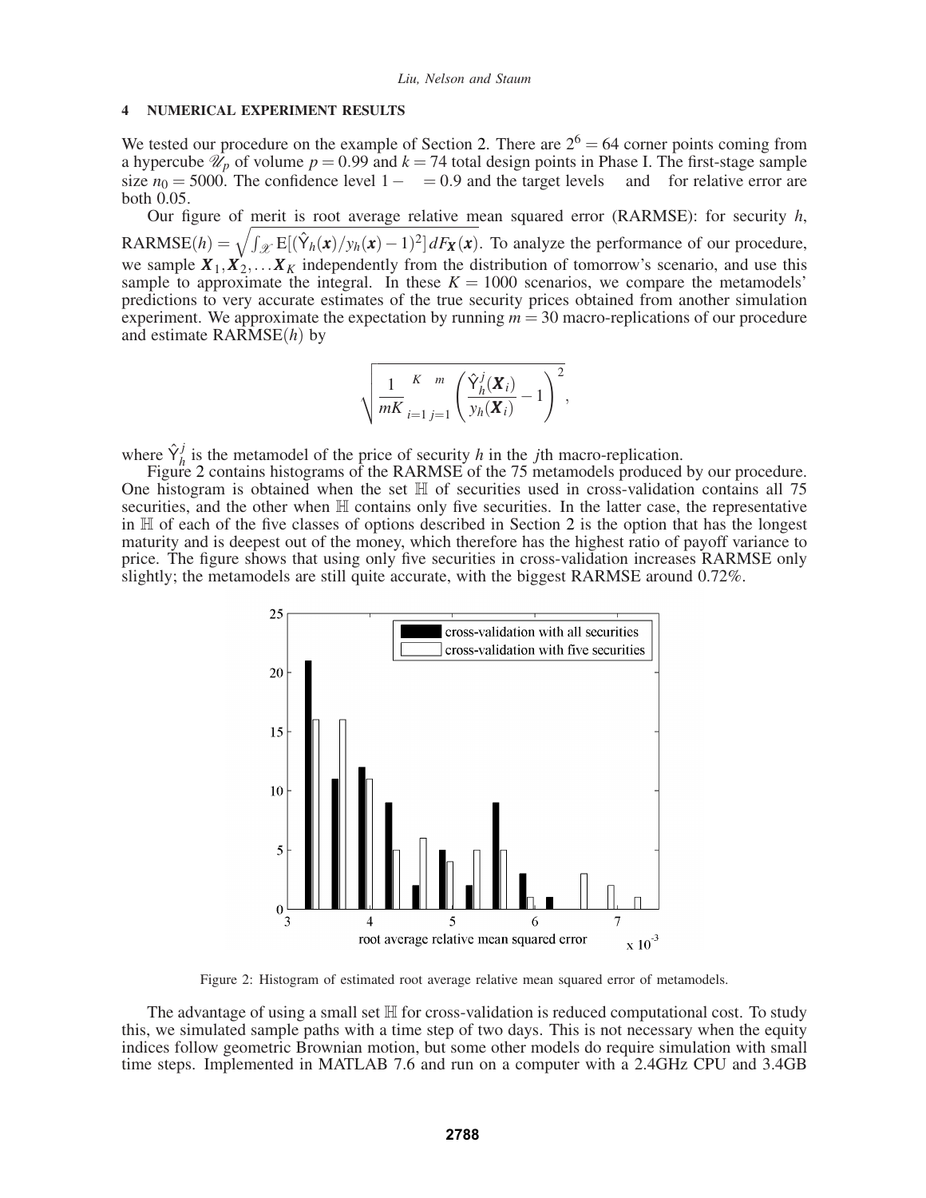## 4 NUMERICAL EXPERIMENT RESULTS

We tested our procedure on the example of Section 2. There are $2^6 = 64$ corner points coming from a hypercube $\mathscr{U}_p$ of volume $p = 0.99$ and $k = 74$ total design points in Phase I. The first-stage sample size $n_0 = 5000$. The confidence level $1 - \quad = 0.9$ and the target levels and for relative error are both 0.05.

Our figure of merit is root average relative mean squared error (RARMSE): for security $h$, $\text{RARMSE}(h) = \sqrt{\int_{\mathscr{X}} \text{E}[(\hat{\mathsf{Y}}_h(\boldsymbol{x})/y_h(\boldsymbol{x}) - 1)^2]\, dF_{\boldsymbol{X}}(\boldsymbol{x})}$. To analyze the performance of our procedure, we sample $\boldsymbol{X}_1, \boldsymbol{X}_2, \ldots \boldsymbol{X}_K$ independently from the distribution of tomorrow's scenario, and use this sample to approximate the integral. In these $K = 1000$ scenarios, we compare the metamodels' predictions to very accurate estimates of the true security prices obtained from another simulation experiment. We approximate the expectation by running $m = 30$ macro-replications of our procedure and estimate RARMSE($h$) by

$$\sqrt{\frac{1}{mK} \sum_{i=1}^{K} \sum_{j=1}^{m} \left( \frac{\hat{\mathsf{Y}}_h^j(\boldsymbol{X}_i)}{y_h(\boldsymbol{X}_i)} - 1 \right)^2},$$

where $\hat{\mathsf{Y}}_h^j$ is the metamodel of the price of security $h$ in the $j$th macro-replication.

Figure 2 contains histograms of the RARMSE of the 75 metamodels produced by our procedure. One histogram is obtained when the set $\mathbb{H}$ of securities used in cross-validation contains all 75 securities, and the other when $\mathbb{H}$ contains only five securities. In the latter case, the representative in $\mathbb{H}$ of each of the five classes of options described in Section 2 is the option that has the longest maturity and is deepest out of the money, which therefore has the highest ratio of payoff variance to price. The figure shows that using only five securities in cross-validation increases RARMSE only slightly; the metamodels are still quite accurate, with the biggest RARMSE around 0.72%.

Figure 2: Histogram of estimated root average relative mean squared error of metamodels.

The advantage of using a small set $\mathbb{H}$ for cross-validation is reduced computational cost. To study this, we simulated sample paths with a time step of two days. This is not necessary when the equity indices follow geometric Brownian motion, but some other models do require simulation with small time steps. Implemented in MATLAB 7.6 and run on a computer with a 2.4GHz CPU and 3.4GB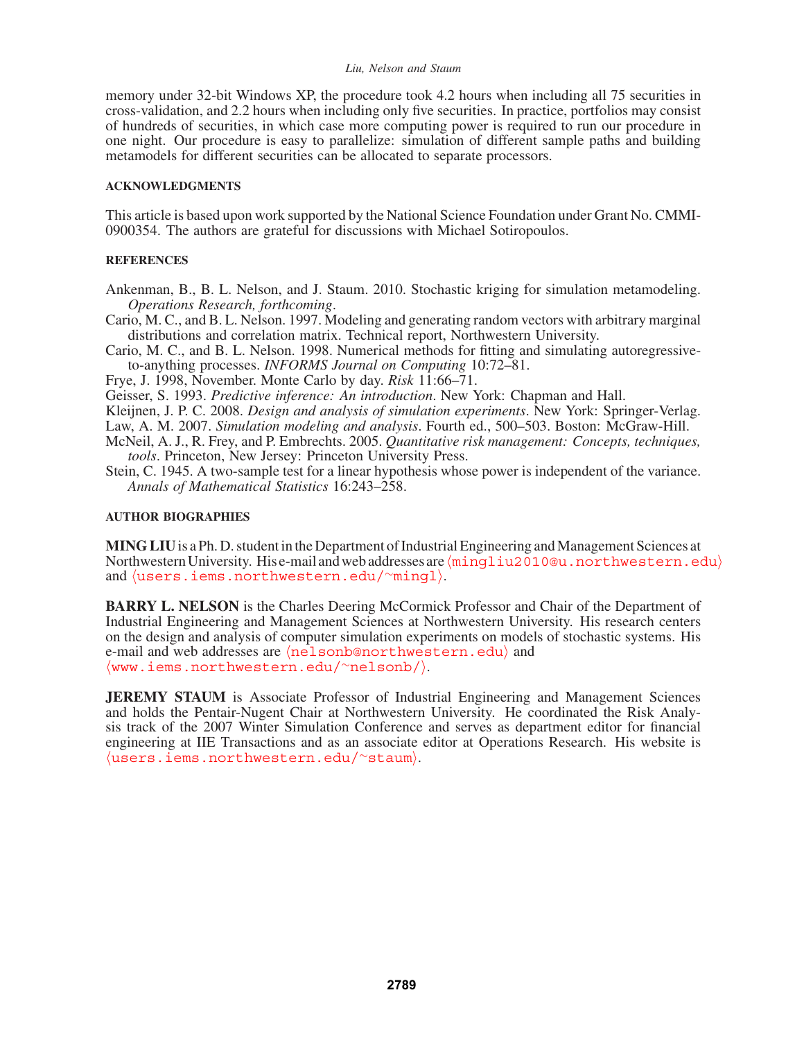memory under 32-bit Windows XP, the procedure took 4.2 hours when including all 75 securities in cross-validation, and 2.2 hours when including only five securities. In practice, portfolios may consist of hundreds of securities, in which case more computing power is required to run our procedure in one night. Our procedure is easy to parallelize: simulation of different sample paths and building metamodels for different securities can be allocated to separate processors.

## ACKNOWLEDGMENTS

This article is based upon work supported by the National Science Foundation under Grant No. CMMI-0900354. The authors are grateful for discussions with Michael Sotiropoulos.

## REFERENCES

Ankenman, B., B. L. Nelson, and J. Staum. 2010. Stochastic kriging for simulation metamodeling. *Operations Research, forthcoming*.

Cario, M. C., and B. L. Nelson. 1997. Modeling and generating random vectors with arbitrary marginal distributions and correlation matrix. Technical report, Northwestern University.

Cario, M. C., and B. L. Nelson. 1998. Numerical methods for fitting and simulating autoregressive-to-anything processes. *INFORMS Journal on Computing* 10:72–81.

Frye, J. 1998, November. Monte Carlo by day. *Risk* 11:66–71.

Geisser, S. 1993. *Predictive inference: An introduction*. New York: Chapman and Hall.

Kleijnen, J. P. C. 2008. *Design and analysis of simulation experiments*. New York: Springer-Verlag.

Law, A. M. 2007. *Simulation modeling and analysis*. Fourth ed., 500–503. Boston: McGraw-Hill.

McNeil, A. J., R. Frey, and P. Embrechts. 2005. *Quantitative risk management: Concepts, techniques, tools*. Princeton, New Jersey: Princeton University Press.

Stein, C. 1945. A two-sample test for a linear hypothesis whose power is independent of the variance. *Annals of Mathematical Statistics* 16:243–258.

## AUTHOR BIOGRAPHIES

**MING LIU** is a Ph. D. student in the Department of Industrial Engineering and Management Sciences at Northwestern University. His e-mail and web addresses are ⟨mingliu2010@u.northwestern.edu⟩ and ⟨users.iems.northwestern.edu/~mingl⟩.

**BARRY L. NELSON** is the Charles Deering McCormick Professor and Chair of the Department of Industrial Engineering and Management Sciences at Northwestern University. His research centers on the design and analysis of computer simulation experiments on models of stochastic systems. His e-mail and web addresses are ⟨nelsonb@northwestern.edu⟩ and ⟨www.iems.northwestern.edu/~nelsonb/⟩.

**JEREMY STAUM** is Associate Professor of Industrial Engineering and Management Sciences and holds the Pentair-Nugent Chair at Northwestern University. He coordinated the Risk Analysis track of the 2007 Winter Simulation Conference and serves as department editor for financial engineering at IIE Transactions and as an associate editor at Operations Research. His website is ⟨users.iems.northwestern.edu/~staum⟩.